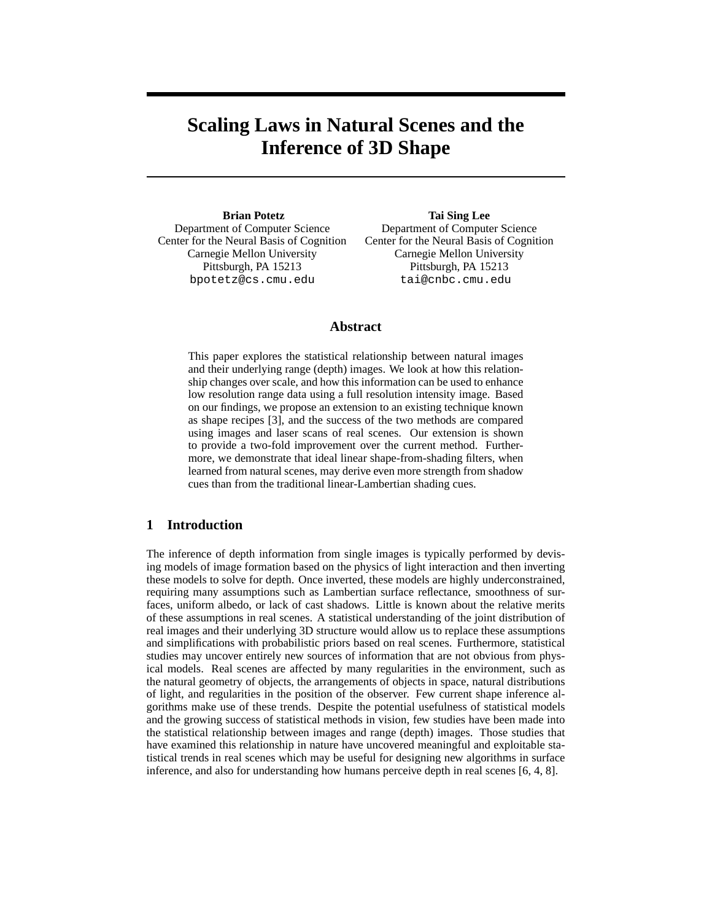# Scaling Laws in Natural Scenes and the Inference of 3D Shape

**Brian Potetz**
Department of Computer Science
Center for the Neural Basis of Cognition
Carnegie Mellon University
Pittsburgh, PA 15213
bpotetz@cs.cmu.edu

**Tai Sing Lee**
Department of Computer Science
Center for the Neural Basis of Cognition
Carnegie Mellon University
Pittsburgh, PA 15213
tai@cnbc.cmu.edu

## Abstract

This paper explores the statistical relationship between natural images and their underlying range (depth) images. We look at how this relationship changes over scale, and how this information can be used to enhance low resolution range data using a full resolution intensity image. Based on our findings, we propose an extension to an existing technique known as shape recipes [3], and the success of the two methods are compared using images and laser scans of real scenes. Our extension is shown to provide a two-fold improvement over the current method. Furthermore, we demonstrate that ideal linear shape-from-shading filters, when learned from natural scenes, may derive even more strength from shadow cues than from the traditional linear-Lambertian shading cues.

## 1 Introduction

The inference of depth information from single images is typically performed by devising models of image formation based on the physics of light interaction and then inverting these models to solve for depth. Once inverted, these models are highly underconstrained, requiring many assumptions such as Lambertian surface reflectance, smoothness of surfaces, uniform albedo, or lack of cast shadows. Little is known about the relative merits of these assumptions in real scenes. A statistical understanding of the joint distribution of real images and their underlying 3D structure would allow us to replace these assumptions and simplifications with probabilistic priors based on real scenes. Furthermore, statistical studies may uncover entirely new sources of information that are not obvious from physical models. Real scenes are affected by many regularities in the environment, such as the natural geometry of objects, the arrangements of objects in space, natural distributions of light, and regularities in the position of the observer. Few current shape inference algorithms make use of these trends. Despite the potential usefulness of statistical models and the growing success of statistical methods in vision, few studies have been made into the statistical relationship between images and range (depth) images. Those studies that have examined this relationship in nature have uncovered meaningful and exploitable statistical trends in real scenes which may be useful for designing new algorithms in surface inference, and also for understanding how humans perceive depth in real scenes [6, 4, 8].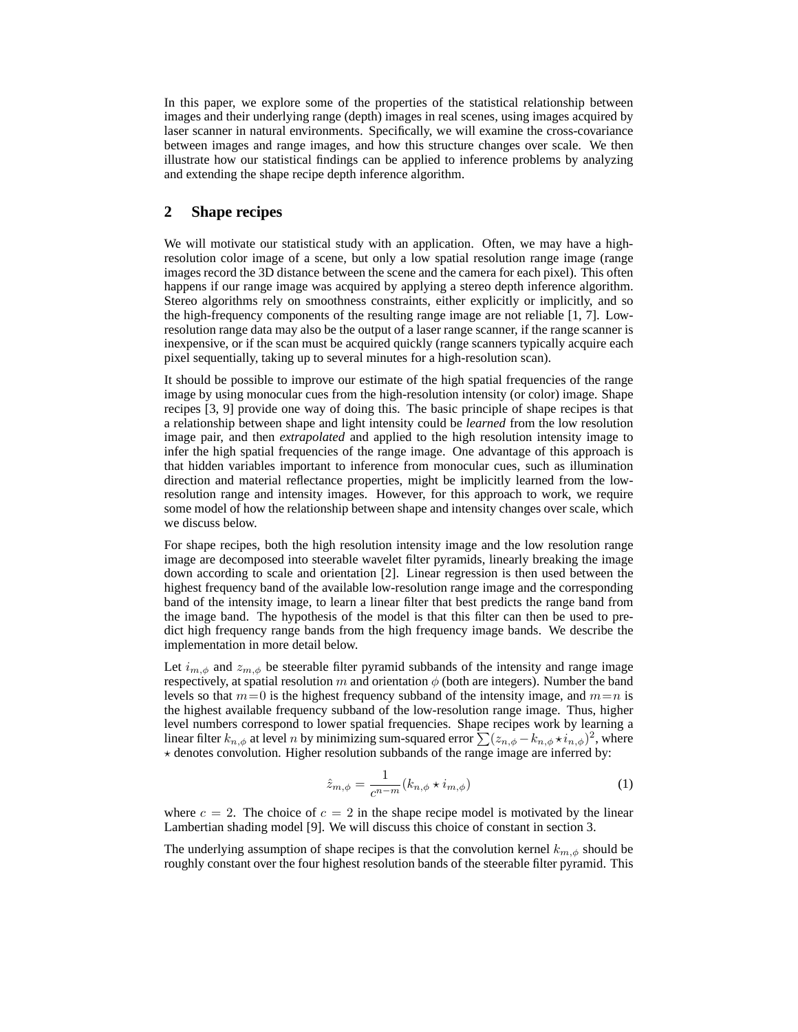In this paper, we explore some of the properties of the statistical relationship between images and their underlying range (depth) images in real scenes, using images acquired by laser scanner in natural environments. Specifically, we will examine the cross-covariance between images and range images, and how this structure changes over scale. We then illustrate how our statistical findings can be applied to inference problems by analyzing and extending the shape recipe depth inference algorithm.

## 2 Shape recipes

We will motivate our statistical study with an application. Often, we may have a high-resolution color image of a scene, but only a low spatial resolution range image (range images record the 3D distance between the scene and the camera for each pixel). This often happens if our range image was acquired by applying a stereo depth inference algorithm. Stereo algorithms rely on smoothness constraints, either explicitly or implicitly, and so the high-frequency components of the resulting range image are not reliable [1, 7]. Low-resolution range data may also be the output of a laser range scanner, if the range scanner is inexpensive, or if the scan must be acquired quickly (range scanners typically acquire each pixel sequentially, taking up to several minutes for a high-resolution scan).

It should be possible to improve our estimate of the high spatial frequencies of the range image by using monocular cues from the high-resolution intensity (or color) image. Shape recipes [3, 9] provide one way of doing this. The basic principle of shape recipes is that a relationship between shape and light intensity could be *learned* from the low resolution image pair, and then *extrapolated* and applied to the high resolution intensity image to infer the high spatial frequencies of the range image. One advantage of this approach is that hidden variables important to inference from monocular cues, such as illumination direction and material reflectance properties, might be implicitly learned from the low-resolution range and intensity images. However, for this approach to work, we require some model of how the relationship between shape and intensity changes over scale, which we discuss below.

For shape recipes, both the high resolution intensity image and the low resolution range image are decomposed into steerable wavelet filter pyramids, linearly breaking the image down according to scale and orientation [2]. Linear regression is then used between the highest frequency band of the available low-resolution range image and the corresponding band of the intensity image, to learn a linear filter that best predicts the range band from the image band. The hypothesis of the model is that this filter can then be used to predict high frequency range bands from the high frequency image bands. We describe the implementation in more detail below.

Let $i_{m,\phi}$ and $z_{m,\phi}$ be steerable filter pyramid subbands of the intensity and range image respectively, at spatial resolution $m$ and orientation $\phi$ (both are integers). Number the band levels so that $m=0$ is the highest frequency subband of the intensity image, and $m=n$ is the highest available frequency subband of the low-resolution range image. Thus, higher level numbers correspond to lower spatial frequencies. Shape recipes work by learning a linear filter $k_{n,\phi}$ at level $n$ by minimizing sum-squared error $\sum (z_{n,\phi} - k_{n,\phi} \star i_{n,\phi})^2$, where $\star$ denotes convolution. Higher resolution subbands of the range image are inferred by:

$$\hat{z}_{m,\phi} = \frac{1}{c^{n-m}} (k_{n,\phi} \star i_{m,\phi}) \tag{1}$$

where $c = 2$. The choice of $c = 2$ in the shape recipe model is motivated by the linear Lambertian shading model [9]. We will discuss this choice of constant in section 3.

The underlying assumption of shape recipes is that the convolution kernel $k_{m,\phi}$ should be roughly constant over the four highest resolution bands of the steerable filter pyramid. This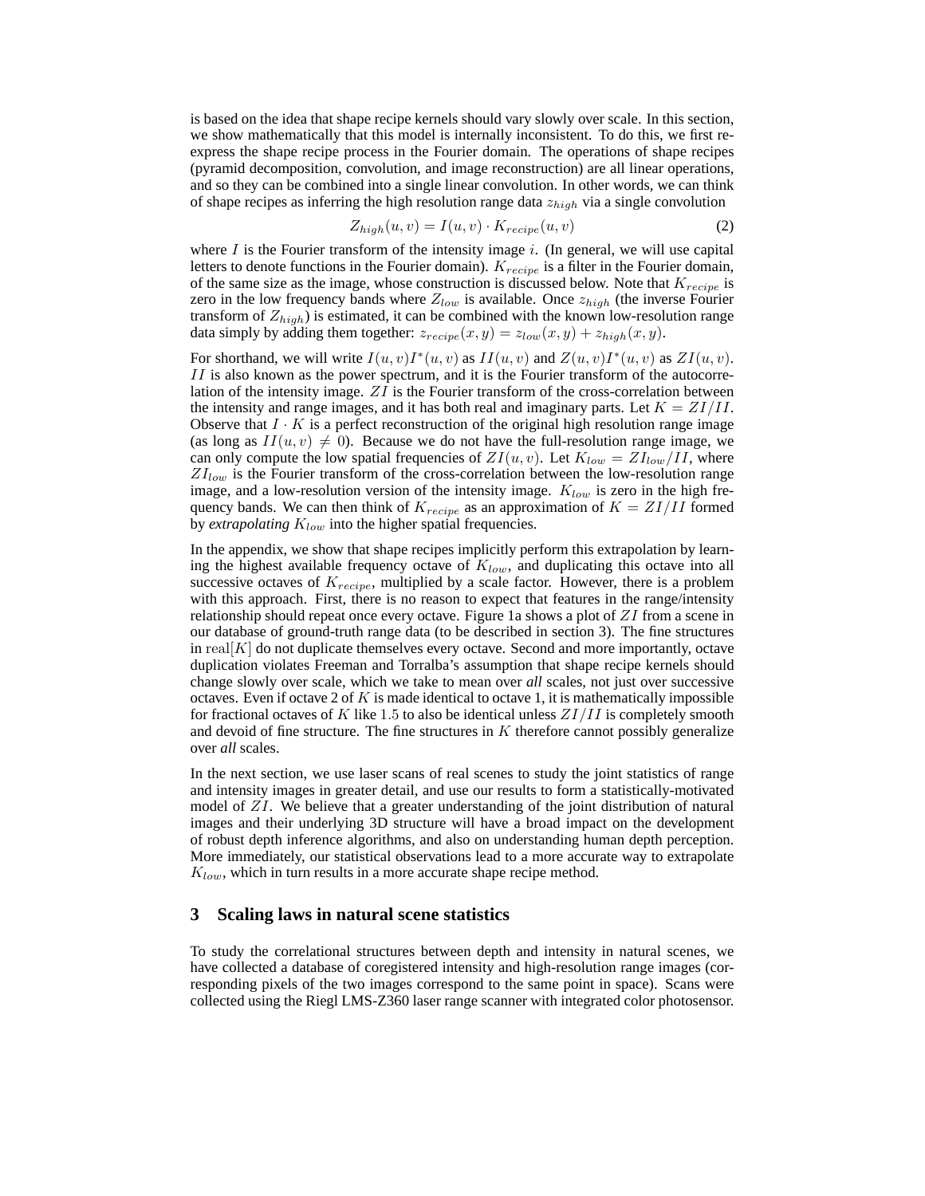is based on the idea that shape recipe kernels should vary slowly over scale. In this section, we show mathematically that this model is internally inconsistent. To do this, we first re-express the shape recipe process in the Fourier domain. The operations of shape recipes (pyramid decomposition, convolution, and image reconstruction) are all linear operations, and so they can be combined into a single linear convolution. In other words, we can think of shape recipes as inferring the high resolution range data $z_{high}$ via a single convolution

$$Z_{high}(u,v) = I(u,v) \cdot K_{recipe}(u,v) \tag{2}$$

where $I$ is the Fourier transform of the intensity image $i$. (In general, we will use capital letters to denote functions in the Fourier domain). $K_{recipe}$ is a filter in the Fourier domain, of the same size as the image, whose construction is discussed below. Note that $K_{recipe}$ is zero in the low frequency bands where $Z_{low}$ is available. Once $z_{high}$ (the inverse Fourier transform of $Z_{high}$) is estimated, it can be combined with the known low-resolution range data simply by adding them together: $z_{recipe}(x,y) = z_{low}(x,y) + z_{high}(x,y)$.

For shorthand, we will write $I(u,v)I^*(u,v)$ as $II(u,v)$ and $Z(u,v)I^*(u,v)$ as $ZI(u,v)$. $II$ is also known as the power spectrum, and it is the Fourier transform of the autocorrelation of the intensity image. $ZI$ is the Fourier transform of the cross-correlation between the intensity and range images, and it has both real and imaginary parts. Let $K = ZI/II$. Observe that $I \cdot K$ is a perfect reconstruction of the original high resolution range image (as long as $II(u,v) \neq 0$). Because we do not have the full-resolution range image, we can only compute the low spatial frequencies of $ZI(u,v)$. Let $K_{low} = ZI_{low}/II$, where $ZI_{low}$ is the Fourier transform of the cross-correlation between the low-resolution range image, and a low-resolution version of the intensity image. $K_{low}$ is zero in the high frequency bands. We can then think of $K_{recipe}$ as an approximation of $K = ZI/II$ formed by *extrapolating* $K_{low}$ into the higher spatial frequencies.

In the appendix, we show that shape recipes implicitly perform this extrapolation by learning the highest available frequency octave of $K_{low}$, and duplicating this octave into all successive octaves of $K_{recipe}$, multiplied by a scale factor. However, there is a problem with this approach. First, there is no reason to expect that features in the range/intensity relationship should repeat once every octave. Figure 1a shows a plot of $ZI$ from a scene in our database of ground-truth range data (to be described in section 3). The fine structures in $\mathrm{real}[K]$ do not duplicate themselves every octave. Second and more importantly, octave duplication violates Freeman and Torralba's assumption that shape recipe kernels should change slowly over scale, which we take to mean over *all* scales, not just over successive octaves. Even if octave 2 of $K$ is made identical to octave 1, it is mathematically impossible for fractional octaves of $K$ like $1.5$ to also be identical unless $ZI/II$ is completely smooth and devoid of fine structure. The fine structures in $K$ therefore cannot possibly generalize over *all* scales.

In the next section, we use laser scans of real scenes to study the joint statistics of range and intensity images in greater detail, and use our results to form a statistically-motivated model of $ZI$. We believe that a greater understanding of the joint distribution of natural images and their underlying 3D structure will have a broad impact on the development of robust depth inference algorithms, and also on understanding human depth perception. More immediately, our statistical observations lead to a more accurate way to extrapolate $K_{low}$, which in turn results in a more accurate shape recipe method.

## 3 Scaling laws in natural scene statistics

To study the correlational structures between depth and intensity in natural scenes, we have collected a database of coregistered intensity and high-resolution range images (corresponding pixels of the two images correspond to the same point in space). Scans were collected using the Riegl LMS-Z360 laser range scanner with integrated color photosensor.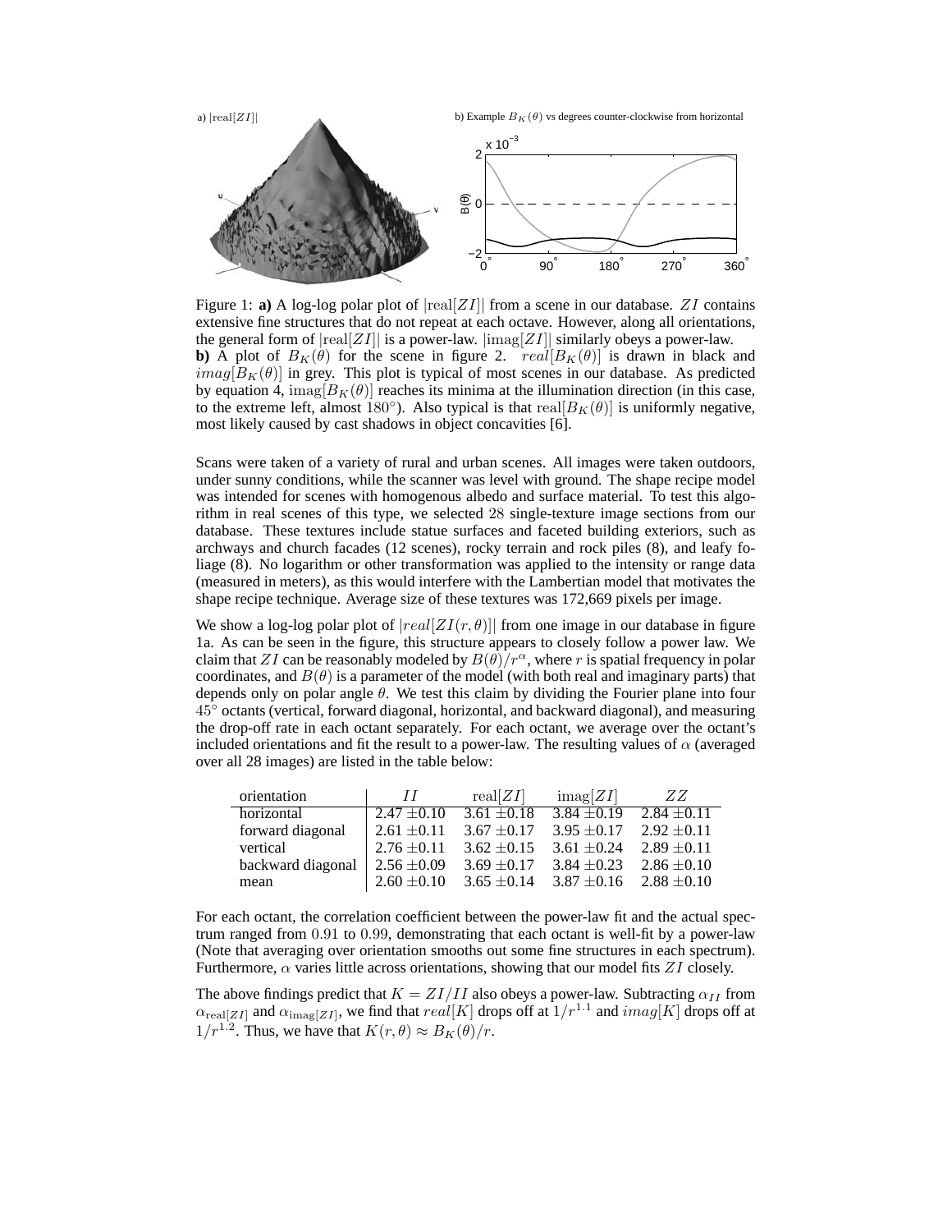Figure 1: **a)** A log-log polar plot of $|\text{real}[ZI]|$ from a scene in our database. $ZI$ contains extensive fine structures that do not repeat at each octave. However, along all orientations, the general form of $|\text{real}[ZI]|$ is a power-law. $|\text{imag}[ZI]|$ similarly obeys a power-law.
**b)** A plot of $B_K(\theta)$ for the scene in figure 2. $real[B_K(\theta)]$ is drawn in black and $imag[B_K(\theta)]$ in grey. This plot is typical of most scenes in our database. As predicted by equation 4, $\text{imag}[B_K(\theta)]$ reaches its minima at the illumination direction (in this case, to the extreme left, almost $180°$). Also typical is that $\text{real}[B_K(\theta)]$ is uniformly negative, most likely caused by cast shadows in object concavities [6].

Scans were taken of a variety of rural and urban scenes. All images were taken outdoors, under sunny conditions, while the scanner was level with ground. The shape recipe model was intended for scenes with homogenous albedo and surface material. To test this algorithm in real scenes of this type, we selected 28 single-texture image sections from our database. These textures include statue surfaces and faceted building exteriors, such as archways and church facades (12 scenes), rocky terrain and rock piles (8), and leafy foliage (8). No logarithm or other transformation was applied to the intensity or range data (measured in meters), as this would interfere with the Lambertian model that motivates the shape recipe technique. Average size of these textures was 172,669 pixels per image.

We show a log-log polar plot of $|real[ZI(r, \theta)]|$ from one image in our database in figure 1a. As can be seen in the figure, this structure appears to closely follow a power law. We claim that $ZI$ can be reasonably modeled by $B(\theta)/r^{\alpha}$, where $r$ is spatial frequency in polar coordinates, and $B(\theta)$ is a parameter of the model (with both real and imaginary parts) that depends only on polar angle $\theta$. We test this claim by dividing the Fourier plane into four $45°$ octants (vertical, forward diagonal, horizontal, and backward diagonal), and measuring the drop-off rate in each octant separately. For each octant, we average over the octant's included orientations and fit the result to a power-law. The resulting values of $\alpha$ (averaged over all 28 images) are listed in the table below:

| orientation | $II$ | $\text{real}[ZI]$ | $\text{imag}[ZI]$ | $ZZ$ |
|---|---|---|---|---|
| horizontal | $2.47 \pm 0.10$ | $3.61 \pm 0.18$ | $3.84 \pm 0.19$ | $2.84 \pm 0.11$ |
| forward diagonal | $2.61 \pm 0.11$ | $3.67 \pm 0.17$ | $3.95 \pm 0.17$ | $2.92 \pm 0.11$ |
| vertical | $2.76 \pm 0.11$ | $3.62 \pm 0.15$ | $3.61 \pm 0.24$ | $2.89 \pm 0.11$ |
| backward diagonal | $2.56 \pm 0.09$ | $3.69 \pm 0.17$ | $3.84 \pm 0.23$ | $2.86 \pm 0.10$ |
| mean | $2.60 \pm 0.10$ | $3.65 \pm 0.14$ | $3.87 \pm 0.16$ | $2.88 \pm 0.10$ |

For each octant, the correlation coefficient between the power-law fit and the actual spectrum ranged from $0.91$ to $0.99$, demonstrating that each octant is well-fit by a power-law (Note that averaging over orientation smooths out some fine structures in each spectrum). Furthermore, $\alpha$ varies little across orientations, showing that our model fits $ZI$ closely.

The above findings predict that $K = ZI/II$ also obeys a power-law. Subtracting $\alpha_{II}$ from $\alpha_{\text{real}[ZI]}$ and $\alpha_{\text{imag}[ZI]}$, we find that $real[K]$ drops off at $1/r^{1.1}$ and $imag[K]$ drops off at $1/r^{1.2}$. Thus, we have that $K(r, \theta) \approx B_K(\theta)/r$.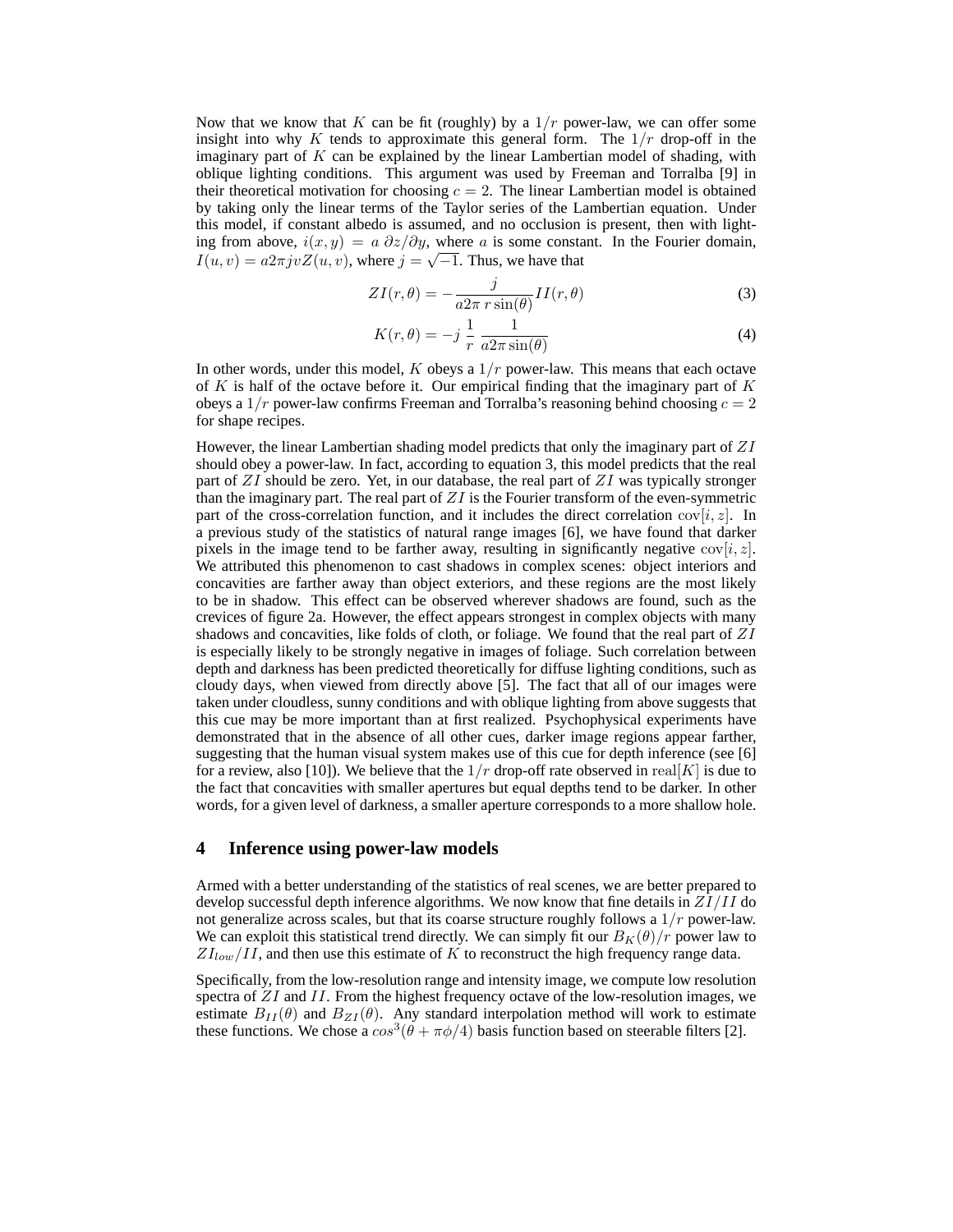Now that we know that $K$ can be fit (roughly) by a $1/r$ power-law, we can offer some insight into why $K$ tends to approximate this general form. The $1/r$ drop-off in the imaginary part of $K$ can be explained by the linear Lambertian model of shading, with oblique lighting conditions. This argument was used by Freeman and Torralba [9] in their theoretical motivation for choosing $c = 2$. The linear Lambertian model is obtained by taking only the linear terms of the Taylor series of the Lambertian equation. Under this model, if constant albedo is assumed, and no occlusion is present, then with lighting from above, $i(x, y) = a\ \partial z/\partial y$, where $a$ is some constant. In the Fourier domain, $I(u, v) = a2\pi jvZ(u, v)$, where $j = \sqrt{-1}$. Thus, we have that

$$ZI(r, \theta) = -\frac{j}{a2\pi\ r\sin(\theta)} II(r, \theta) \tag{3}$$

$$K(r, \theta) = -j\ \frac{1}{r}\ \frac{1}{a2\pi\sin(\theta)} \tag{4}$$

In other words, under this model, $K$ obeys a $1/r$ power-law. This means that each octave of $K$ is half of the octave before it. Our empirical finding that the imaginary part of $K$ obeys a $1/r$ power-law confirms Freeman and Torralba's reasoning behind choosing $c = 2$ for shape recipes.

However, the linear Lambertian shading model predicts that only the imaginary part of $ZI$ should obey a power-law. In fact, according to equation 3, this model predicts that the real part of $ZI$ should be zero. Yet, in our database, the real part of $ZI$ was typically stronger than the imaginary part. The real part of $ZI$ is the Fourier transform of the even-symmetric part of the cross-correlation function, and it includes the direct correlation $\mathrm{cov}[i, z]$. In a previous study of the statistics of natural range images [6], we have found that darker pixels in the image tend to be farther away, resulting in significantly negative $\mathrm{cov}[i, z]$. We attributed this phenomenon to cast shadows in complex scenes: object interiors and concavities are farther away than object exteriors, and these regions are the most likely to be in shadow. This effect can be observed wherever shadows are found, such as the crevices of figure 2a. However, the effect appears strongest in complex objects with many shadows and concavities, like folds of cloth, or foliage. We found that the real part of $ZI$ is especially likely to be strongly negative in images of foliage. Such correlation between depth and darkness has been predicted theoretically for diffuse lighting conditions, such as cloudy days, when viewed from directly above [5]. The fact that all of our images were taken under cloudless, sunny conditions and with oblique lighting from above suggests that this cue may be more important than at first realized. Psychophysical experiments have demonstrated that in the absence of all other cues, darker image regions appear farther, suggesting that the human visual system makes use of this cue for depth inference (see [6] for a review, also [10]). We believe that the $1/r$ drop-off rate observed in $\mathrm{real}[K]$ is due to the fact that concavities with smaller apertures but equal depths tend to be darker. In other words, for a given level of darkness, a smaller aperture corresponds to a more shallow hole.

## 4 Inference using power-law models

Armed with a better understanding of the statistics of real scenes, we are better prepared to develop successful depth inference algorithms. We now know that fine details in $ZI/II$ do not generalize across scales, but that its coarse structure roughly follows a $1/r$ power-law. We can exploit this statistical trend directly. We can simply fit our $B_K(\theta)/r$ power law to $ZI_{low}/II$, and then use this estimate of $K$ to reconstruct the high frequency range data.

Specifically, from the low-resolution range and intensity image, we compute low resolution spectra of $ZI$ and $II$. From the highest frequency octave of the low-resolution images, we estimate $B_{II}(\theta)$ and $B_{ZI}(\theta)$. Any standard interpolation method will work to estimate these functions. We chose a $cos^3(\theta + \pi\phi/4)$ basis function based on steerable filters [2].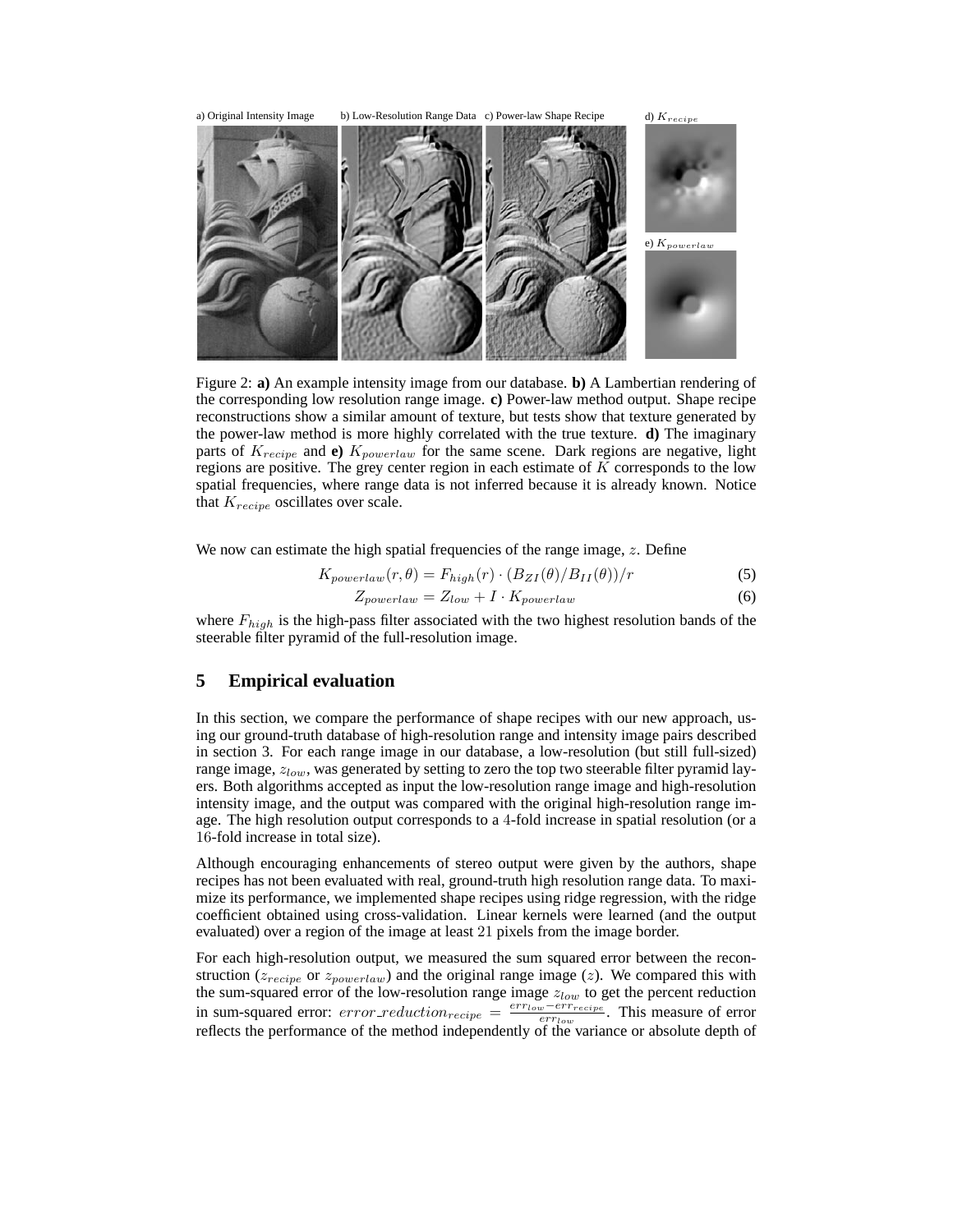a) Original Intensity Image b) Low-Resolution Range Data c) Power-law Shape Recipe d) $K_{recipe}$ e) $K_{powerlaw}$

Figure 2: **a)** An example intensity image from our database. **b)** A Lambertian rendering of the corresponding low resolution range image. **c)** Power-law method output. Shape recipe reconstructions show a similar amount of texture, but tests show that texture generated by the power-law method is more highly correlated with the true texture. **d)** The imaginary parts of $K_{recipe}$ and **e)** $K_{powerlaw}$ for the same scene. Dark regions are negative, light regions are positive. The grey center region in each estimate of $K$ corresponds to the low spatial frequencies, where range data is not inferred because it is already known. Notice that $K_{recipe}$ oscillates over scale.

We now can estimate the high spatial frequencies of the range image, $z$. Define

$$K_{powerlaw}(r, \theta) = F_{high}(r) \cdot (B_{ZI}(\theta)/B_{II}(\theta))/r \tag{5}$$

$$Z_{powerlaw} = Z_{low} + I \cdot K_{powerlaw} \tag{6}$$

where $F_{high}$ is the high-pass filter associated with the two highest resolution bands of the steerable filter pyramid of the full-resolution image.

## 5 Empirical evaluation

In this section, we compare the performance of shape recipes with our new approach, using our ground-truth database of high-resolution range and intensity image pairs described in section 3. For each range image in our database, a low-resolution (but still full-sized) range image, $z_{low}$, was generated by setting to zero the top two steerable filter pyramid layers. Both algorithms accepted as input the low-resolution range image and high-resolution intensity image, and the output was compared with the original high-resolution range image. The high resolution output corresponds to a $4$-fold increase in spatial resolution (or a $16$-fold increase in total size).

Although encouraging enhancements of stereo output were given by the authors, shape recipes has not been evaluated with real, ground-truth high resolution range data. To maximize its performance, we implemented shape recipes using ridge regression, with the ridge coefficient obtained using cross-validation. Linear kernels were learned (and the output evaluated) over a region of the image at least $21$ pixels from the image border.

For each high-resolution output, we measured the sum squared error between the reconstruction ($z_{recipe}$ or $z_{powerlaw}$) and the original range image ($z$). We compared this with the sum-squared error of the low-resolution range image $z_{low}$ to get the percent reduction in sum-squared error: $error\_reduction_{recipe} = \frac{err_{low} - err_{recipe}}{err_{low}}$. This measure of error reflects the performance of the method independently of the variance or absolute depth of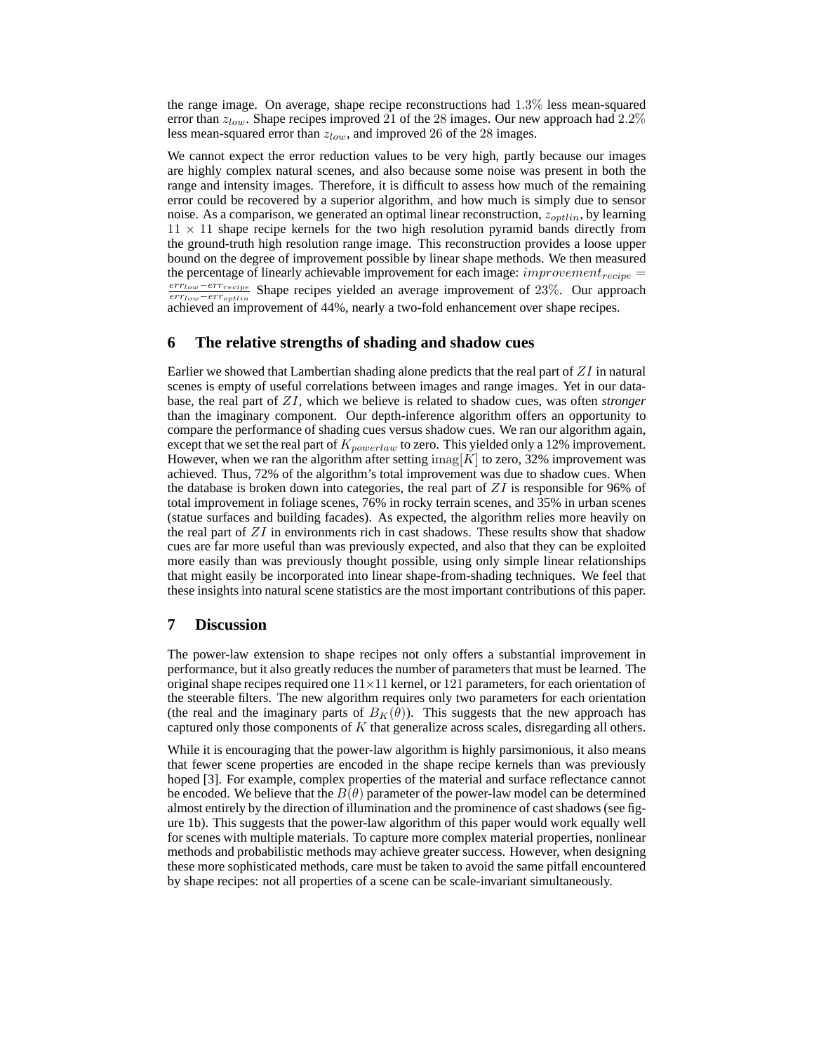the range image. On average, shape recipe reconstructions had $1.3\%$ less mean-squared error than $z_{low}$. Shape recipes improved $21$ of the $28$ images. Our new approach had $2.2\%$ less mean-squared error than $z_{low}$, and improved $26$ of the $28$ images.

We cannot expect the error reduction values to be very high, partly because our images are highly complex natural scenes, and also because some noise was present in both the range and intensity images. Therefore, it is difficult to assess how much of the remaining error could be recovered by a superior algorithm, and how much is simply due to sensor noise. As a comparison, we generated an optimal linear reconstruction, $z_{optlin}$, by learning $11 \times 11$ shape recipe kernels for the two high resolution pyramid bands directly from the ground-truth high resolution range image. This reconstruction provides a loose upper bound on the degree of improvement possible by linear shape methods. We then measured the percentage of linearly achievable improvement for each image: $improvement_{recipe} = \frac{err_{low} - err_{recipe}}{err_{low} - err_{optlin}}$ Shape recipes yielded an average improvement of $23\%$. Our approach achieved an improvement of 44%, nearly a two-fold enhancement over shape recipes.

## 6 The relative strengths of shading and shadow cues

Earlier we showed that Lambertian shading alone predicts that the real part of $ZI$ in natural scenes is empty of useful correlations between images and range images. Yet in our database, the real part of $ZI$, which we believe is related to shadow cues, was often *stronger* than the imaginary component. Our depth-inference algorithm offers an opportunity to compare the performance of shading cues versus shadow cues. We ran our algorithm again, except that we set the real part of $K_{powerlaw}$ to zero. This yielded only a 12% improvement. However, when we ran the algorithm after setting $\text{imag}[K]$ to zero, 32% improvement was achieved. Thus, 72% of the algorithm's total improvement was due to shadow cues. When the database is broken down into categories, the real part of $ZI$ is responsible for 96% of total improvement in foliage scenes, 76% in rocky terrain scenes, and 35% in urban scenes (statue surfaces and building facades). As expected, the algorithm relies more heavily on the real part of $ZI$ in environments rich in cast shadows. These results show that shadow cues are far more useful than was previously expected, and also that they can be exploited more easily than was previously thought possible, using only simple linear relationships that might easily be incorporated into linear shape-from-shading techniques. We feel that these insights into natural scene statistics are the most important contributions of this paper.

## 7 Discussion

The power-law extension to shape recipes not only offers a substantial improvement in performance, but it also greatly reduces the number of parameters that must be learned. The original shape recipes required one $11 \times 11$ kernel, or $121$ parameters, for each orientation of the steerable filters. The new algorithm requires only two parameters for each orientation (the real and the imaginary parts of $B_K(\theta)$). This suggests that the new approach has captured only those components of $K$ that generalize across scales, disregarding all others.

While it is encouraging that the power-law algorithm is highly parsimonious, it also means that fewer scene properties are encoded in the shape recipe kernels than was previously hoped [3]. For example, complex properties of the material and surface reflectance cannot be encoded. We believe that the $B(\theta)$ parameter of the power-law model can be determined almost entirely by the direction of illumination and the prominence of cast shadows (see figure 1b). This suggests that the power-law algorithm of this paper would work equally well for scenes with multiple materials. To capture more complex material properties, nonlinear methods and probabilistic methods may achieve greater success. However, when designing these more sophisticated methods, care must be taken to avoid the same pitfall encountered by shape recipes: not all properties of a scene can be scale-invariant simultaneously.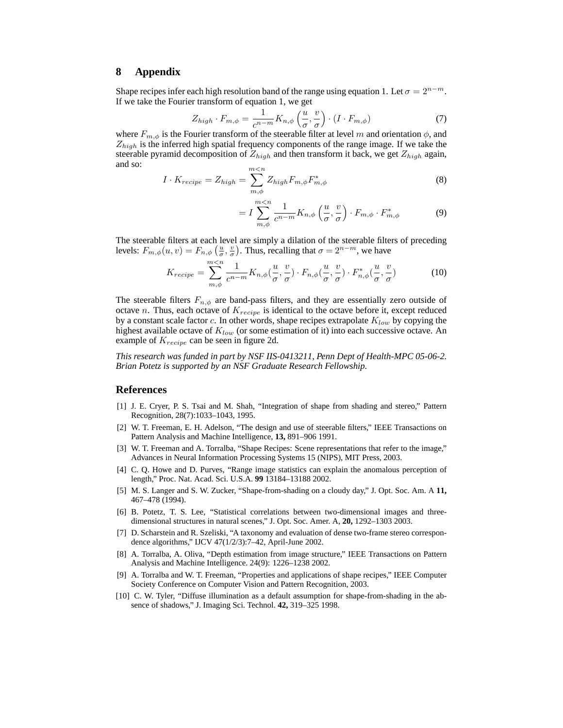# 8 Appendix

Shape recipes infer each high resolution band of the range using equation 1. Let $\sigma = 2^{n-m}$. If we take the Fourier transform of equation 1, we get

$$Z_{high} \cdot F_{m,\phi} = \frac{1}{c^{n-m}} K_{n,\phi}\left(\frac{u}{\sigma}, \frac{v}{\sigma}\right) \cdot (I \cdot F_{m,\phi}) \tag{7}$$

where $F_{m,\phi}$ is the Fourier transform of the steerable filter at level $m$ and orientation $\phi$, and $Z_{high}$ is the inferred high spatial frequency components of the range image. If we take the steerable pyramid decomposition of $Z_{high}$ and then transform it back, we get $Z_{high}$ again, and so:

$$I \cdot K_{recipe} = Z_{high} = \sum_{m,\phi}^{m<n} Z_{high} F_{m,\phi} F^*_{m,\phi} \tag{8}$$

$$= I \sum_{m,\phi}^{m<n} \frac{1}{c^{n-m}} K_{n,\phi}\left(\frac{u}{\sigma}, \frac{v}{\sigma}\right) \cdot F_{m,\phi} \cdot F^*_{m,\phi} \tag{9}$$

The steerable filters at each level are simply a dilation of the steerable filters of preceding levels: $F_{m,\phi}(u,v) = F_{n,\phi}\left(\frac{u}{\sigma}, \frac{v}{\sigma}\right)$. Thus, recalling that $\sigma = 2^{n-m}$, we have

$$K_{recipe} = \sum_{m,\phi}^{m<n} \frac{1}{c^{n-m}} K_{n,\phi}\left(\frac{u}{\sigma}, \frac{v}{\sigma}\right) \cdot F_{n,\phi}\left(\frac{u}{\sigma}, \frac{v}{\sigma}\right) \cdot F^*_{n,\phi}\left(\frac{u}{\sigma}, \frac{v}{\sigma}\right) \tag{10}$$

The steerable filters $F_{n,\phi}$ are band-pass filters, and they are essentially zero outside of octave $n$. Thus, each octave of $K_{recipe}$ is identical to the octave before it, except reduced by a constant scale factor $c$. In other words, shape recipes extrapolate $K_{low}$ by copying the highest available octave of $K_{low}$ (or some estimation of it) into each successive octave. An example of $K_{recipe}$ can be seen in figure 2d.

*This research was funded in part by NSF IIS-0413211, Penn Dept of Health-MPC 05-06-2. Brian Potetz is supported by an NSF Graduate Research Fellowship.*

# References

[1] J. E. Cryer, P. S. Tsai and M. Shah, "Integration of shape from shading and stereo," Pattern Recognition, 28(7):1033–1043, 1995.

[2] W. T. Freeman, E. H. Adelson, "The design and use of steerable filters," IEEE Transactions on Pattern Analysis and Machine Intelligence, **13,** 891–906 1991.

[3] W. T. Freeman and A. Torralba, "Shape Recipes: Scene representations that refer to the image," Advances in Neural Information Processing Systems 15 (NIPS), MIT Press, 2003.

[4] C. Q. Howe and D. Purves, "Range image statistics can explain the anomalous perception of length," Proc. Nat. Acad. Sci. U.S.A. **99** 13184–13188 2002.

[5] M. S. Langer and S. W. Zucker, "Shape-from-shading on a cloudy day," J. Opt. Soc. Am. A **11,** 467–478 (1994).

[6] B. Potetz, T. S. Lee, "Statistical correlations between two-dimensional images and three-dimensional structures in natural scenes," J. Opt. Soc. Amer. A, **20,** 1292–1303 2003.

[7] D. Scharstein and R. Szeliski, "A taxonomy and evaluation of dense two-frame stereo correspondence algorithms," IJCV 47(1/2/3):7–42, April-June 2002.

[8] A. Torralba, A. Oliva, "Depth estimation from image structure," IEEE Transactions on Pattern Analysis and Machine Intelligence. 24(9): 1226–1238 2002.

[9] A. Torralba and W. T. Freeman, "Properties and applications of shape recipes," IEEE Computer Society Conference on Computer Vision and Pattern Recognition, 2003.

[10] C. W. Tyler, "Diffuse illumination as a default assumption for shape-from-shading in the absence of shadows," J. Imaging Sci. Technol. **42,** 319–325 1998.